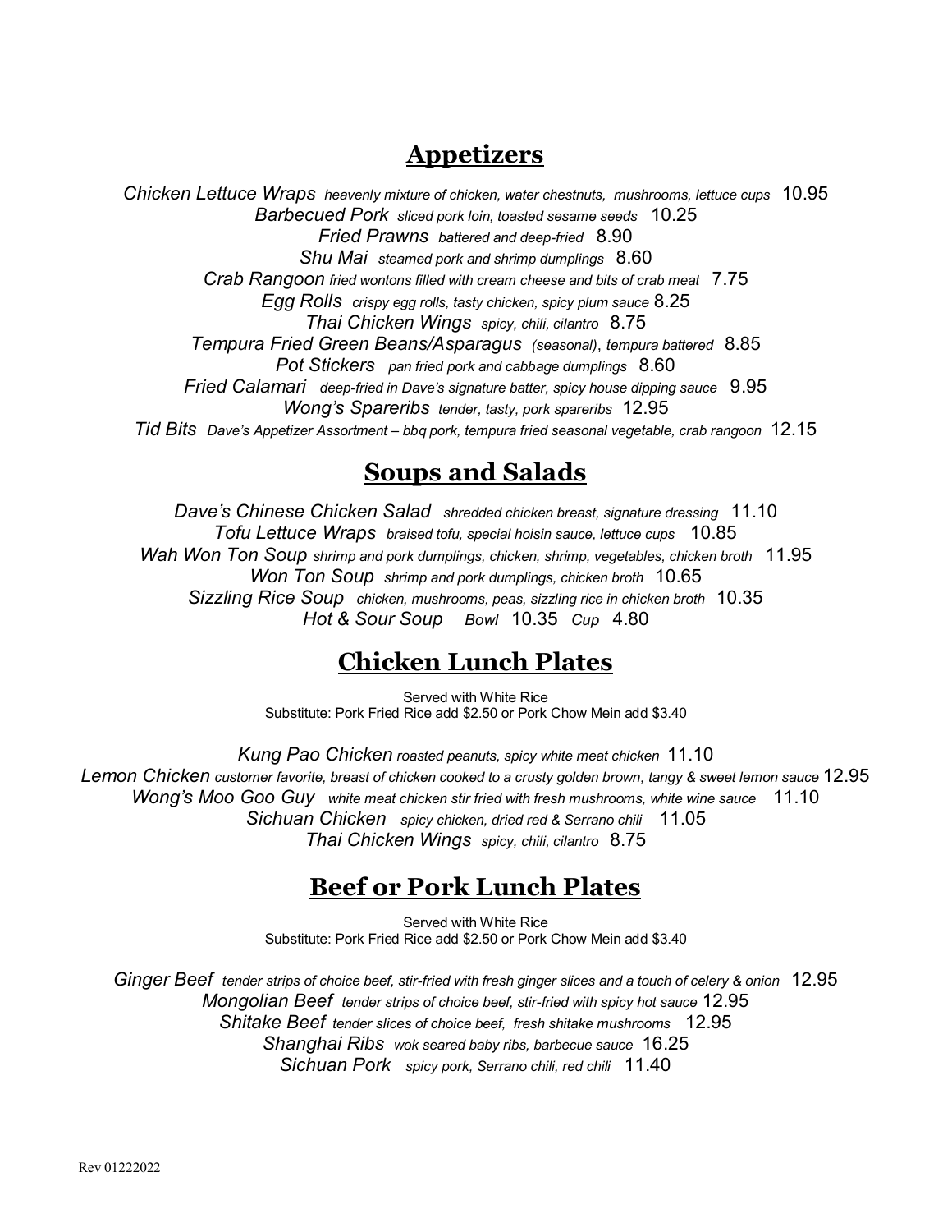## Appetizers

*Chicken Lettuce Wraps* *heavenly mixture of chicken, water chestnuts, mushrooms, lettuce cups* 10.95

*Barbecued Pork* *sliced pork loin, toasted sesame seeds* 10.25

*Fried Prawns* *battered and deep-fried* 8.90

*Shu Mai* *steamed pork and shrimp dumplings* 8.60

*Crab Rangoon* *fried wontons filled with cream cheese and bits of crab meat* 7.75

*Egg Rolls* *crispy egg rolls, tasty chicken, spicy plum sauce* 8.25

*Thai Chicken Wings* *spicy, chili, cilantro* 8.75

*Tempura Fried Green Beans/Asparagus* *(seasonal), tempura battered* 8.85

*Pot Stickers* *pan fried pork and cabbage dumplings* 8.60

*Fried Calamari* *deep-fried in Dave's signature batter, spicy house dipping sauce* 9.95

*Wong's Spareribs* *tender, tasty, pork spareribs* 12.95

*Tid Bits* *Dave's Appetizer Assortment – bbq pork, tempura fried seasonal vegetable, crab rangoon* 12.15

## Soups and Salads

*Dave's Chinese Chicken Salad* *shredded chicken breast, signature dressing* 11.10

*Tofu Lettuce Wraps* *braised tofu, special hoisin sauce, lettuce cups* 10.85

*Wah Won Ton Soup* *shrimp and pork dumplings, chicken, shrimp, vegetables, chicken broth* 11.95

*Won Ton Soup* *shrimp and pork dumplings, chicken broth* 10.65

*Sizzling Rice Soup* *chicken, mushrooms, peas, sizzling rice in chicken broth* 10.35

*Hot & Sour Soup* *Bowl* 10.35 *Cup* 4.80

## Chicken Lunch Plates

Served with White Rice
Substitute: Pork Fried Rice add $2.50 or Pork Chow Mein add $3.40

*Kung Pao Chicken* *roasted peanuts, spicy white meat chicken* 11.10

*Lemon Chicken* *customer favorite, breast of chicken cooked to a crusty golden brown, tangy & sweet lemon sauce* 12.95

*Wong's Moo Goo Guy* *white meat chicken stir fried with fresh mushrooms, white wine sauce* 11.10

*Sichuan Chicken* *spicy chicken, dried red & Serrano chili* 11.05

*Thai Chicken Wings* *spicy, chili, cilantro* 8.75

## Beef or Pork Lunch Plates

Served with White Rice
Substitute: Pork Fried Rice add $2.50 or Pork Chow Mein add $3.40

*Ginger Beef* *tender strips of choice beef, stir-fried with fresh ginger slices and a touch of celery & onion* 12.95

*Mongolian Beef* *tender strips of choice beef, stir-fried with spicy hot sauce* 12.95

*Shitake Beef* *tender slices of choice beef, fresh shitake mushrooms* 12.95

*Shanghai Ribs* *wok seared baby ribs, barbecue sauce* 16.25

*Sichuan Pork* *spicy pork, Serrano chili, red chili* 11.40

Rev 01222022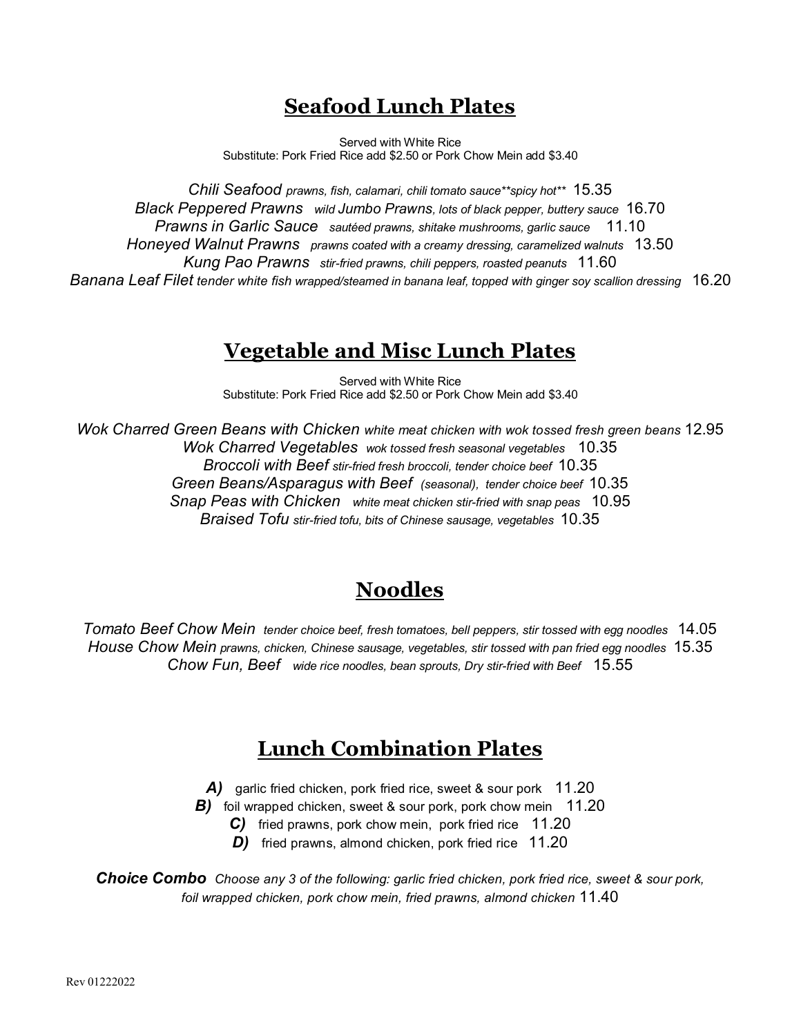## Seafood Lunch Plates

Served with White Rice
Substitute: Pork Fried Rice add $2.50 or Pork Chow Mein add $3.40

*Chili Seafood* *prawns, fish, calamari, chili tomato sauce**spicy hot*** 15.35
*Black Peppered Prawns* *wild Jumbo Prawns, lots of black pepper, buttery sauce* 16.70
*Prawns in Garlic Sauce* *sautéed prawns, shitake mushrooms, garlic sauce* 11.10
*Honeyed Walnut Prawns* *prawns coated with a creamy dressing, caramelized walnuts* 13.50
*Kung Pao Prawns* *stir-fried prawns, chili peppers, roasted peanuts* 11.60
*Banana Leaf Filet* *tender white fish wrapped/steamed in banana leaf, topped with ginger soy scallion dressing* 16.20

## Vegetable and Misc Lunch Plates

Served with White Rice
Substitute: Pork Fried Rice add $2.50 or Pork Chow Mein add $3.40

*Wok Charred Green Beans with Chicken* *white meat chicken with wok tossed fresh green beans* 12.95
*Wok Charred Vegetables* *wok tossed fresh seasonal vegetables* 10.35
*Broccoli with Beef* *stir-fried fresh broccoli, tender choice beef* 10.35
*Green Beans/Asparagus with Beef* *(seasonal), tender choice beef* 10.35
*Snap Peas with Chicken* *white meat chicken stir-fried with snap peas* 10.95
*Braised Tofu* *stir-fried tofu, bits of Chinese sausage, vegetables* 10.35

## Noodles

*Tomato Beef Chow Mein* *tender choice beef, fresh tomatoes, bell peppers, stir tossed with egg noodles* 14.05
*House Chow Mein* *prawns, chicken, Chinese sausage, vegetables, stir tossed with pan fried egg noodles* 15.35
*Chow Fun, Beef* *wide rice noodles, bean sprouts, Dry stir-fried with Beef* 15.55

## Lunch Combination Plates

***A)*** garlic fried chicken, pork fried rice, sweet & sour pork 11.20
***B)*** foil wrapped chicken, sweet & sour pork, pork chow mein 11.20
***C)*** fried prawns, pork chow mein, pork fried rice 11.20
***D)*** fried prawns, almond chicken, pork fried rice 11.20

***Choice Combo*** *Choose any 3 of the following: garlic fried chicken, pork fried rice, sweet & sour pork, foil wrapped chicken, pork chow mein, fried prawns, almond chicken* 11.40

Rev 01222022